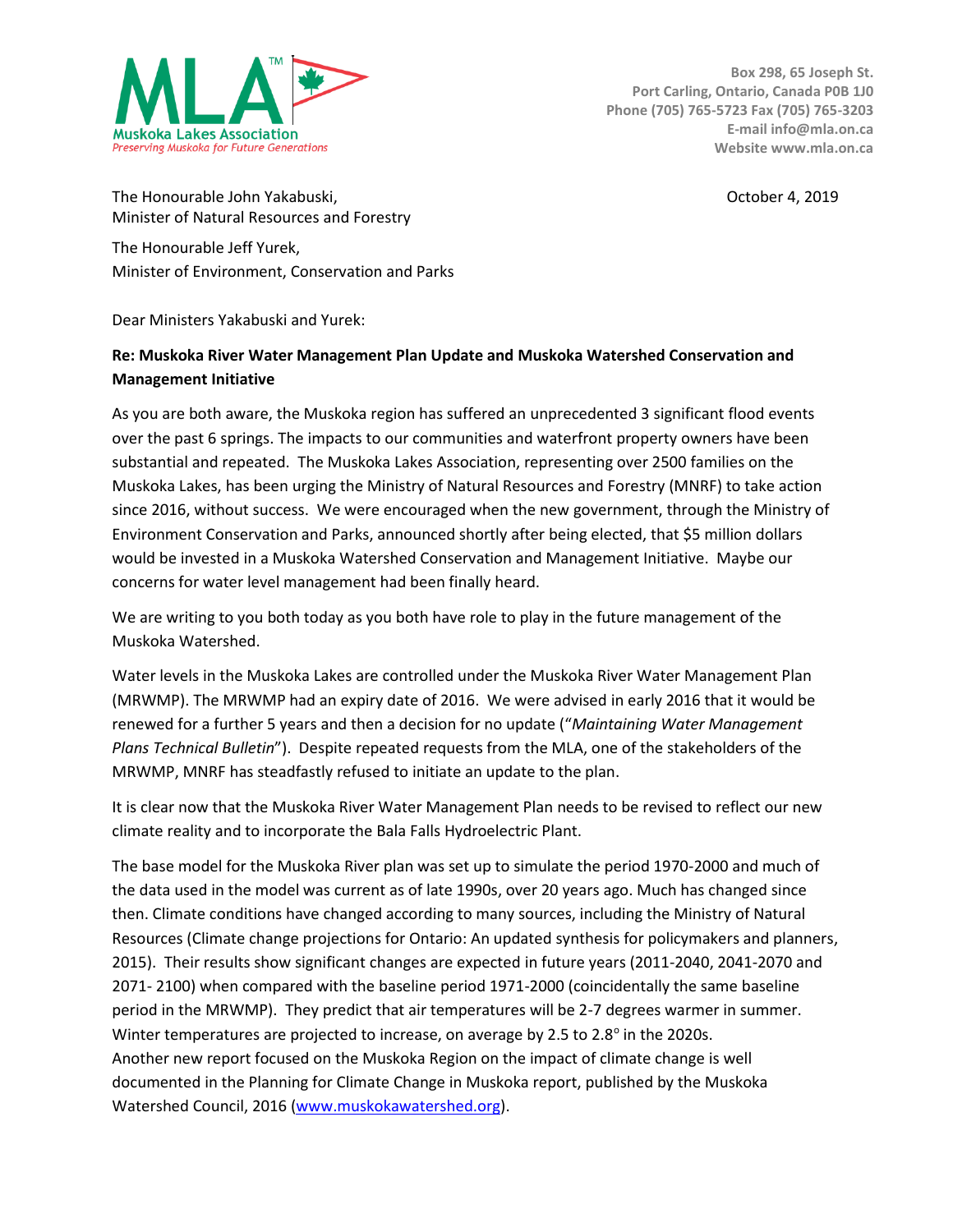**Muskoka Lakes Association**
*Preserving Muskoka for Future Generations*

Box 298, 65 Joseph St.
Port Carling, Ontario, Canada P0B 1J0
Phone (705) 765-5723 Fax (705) 765-3203
E-mail info@mla.on.ca
Website www.mla.on.ca

October 4, 2019

The Honourable John Yakabuski,
Minister of Natural Resources and Forestry

The Honourable Jeff Yurek,
Minister of Environment, Conservation and Parks

Dear Ministers Yakabuski and Yurek:

**Re: Muskoka River Water Management Plan Update and Muskoka Watershed Conservation and Management Initiative**

As you are both aware, the Muskoka region has suffered an unprecedented 3 significant flood events over the past 6 springs. The impacts to our communities and waterfront property owners have been substantial and repeated. The Muskoka Lakes Association, representing over 2500 families on the Muskoka Lakes, has been urging the Ministry of Natural Resources and Forestry (MNRF) to take action since 2016, without success. We were encouraged when the new government, through the Ministry of Environment Conservation and Parks, announced shortly after being elected, that $5 million dollars would be invested in a Muskoka Watershed Conservation and Management Initiative. Maybe our concerns for water level management had been finally heard.

We are writing to you both today as you both have role to play in the future management of the Muskoka Watershed.

Water levels in the Muskoka Lakes are controlled under the Muskoka River Water Management Plan (MRWMP). The MRWMP had an expiry date of 2016. We were advised in early 2016 that it would be renewed for a further 5 years and then a decision for no update ("*Maintaining Water Management Plans Technical Bulletin*"). Despite repeated requests from the MLA, one of the stakeholders of the MRWMP, MNRF has steadfastly refused to initiate an update to the plan.

It is clear now that the Muskoka River Water Management Plan needs to be revised to reflect our new climate reality and to incorporate the Bala Falls Hydroelectric Plant.

The base model for the Muskoka River plan was set up to simulate the period 1970-2000 and much of the data used in the model was current as of late 1990s, over 20 years ago. Much has changed since then. Climate conditions have changed according to many sources, including the Ministry of Natural Resources (Climate change projections for Ontario: An updated synthesis for policymakers and planners, 2015). Their results show significant changes are expected in future years (2011-2040, 2041-2070 and 2071- 2100) when compared with the baseline period 1971-2000 (coincidentally the same baseline period in the MRWMP). They predict that air temperatures will be 2-7 degrees warmer in summer. Winter temperatures are projected to increase, on average by 2.5 to 2.8° in the 2020s.
Another new report focused on the Muskoka Region on the impact of climate change is well documented in the Planning for Climate Change in Muskoka report, published by the Muskoka Watershed Council, 2016 (www.muskokawatershed.org).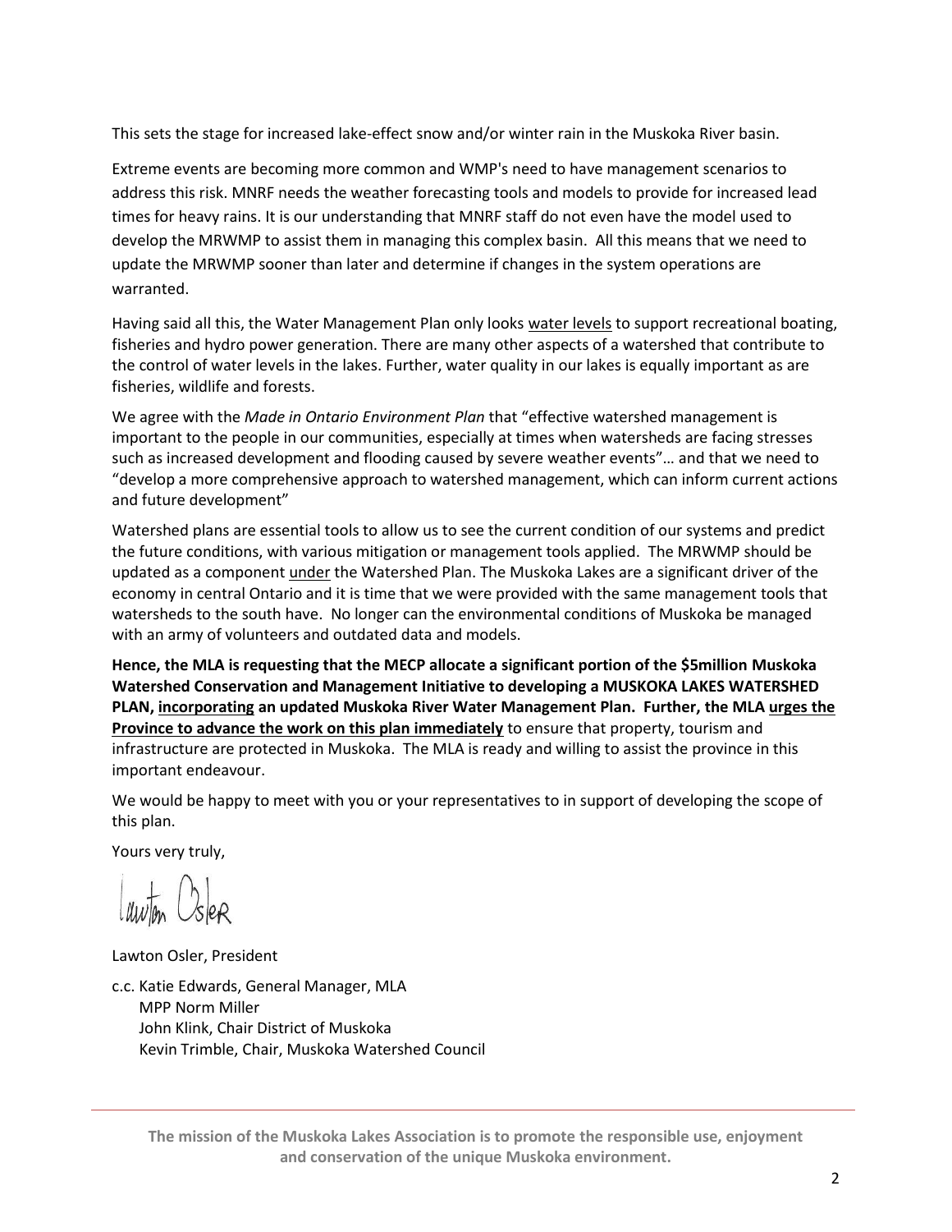This sets the stage for increased lake-effect snow and/or winter rain in the Muskoka River basin.

Extreme events are becoming more common and WMP's need to have management scenarios to address this risk. MNRF needs the weather forecasting tools and models to provide for increased lead times for heavy rains. It is our understanding that MNRF staff do not even have the model used to develop the MRWMP to assist them in managing this complex basin. All this means that we need to update the MRWMP sooner than later and determine if changes in the system operations are warranted.

Having said all this, the Water Management Plan only looks water levels to support recreational boating, fisheries and hydro power generation. There are many other aspects of a watershed that contribute to the control of water levels in the lakes. Further, water quality in our lakes is equally important as are fisheries, wildlife and forests.

We agree with the *Made in Ontario Environment Plan* that "effective watershed management is important to the people in our communities, especially at times when watersheds are facing stresses such as increased development and flooding caused by severe weather events"… and that we need to "develop a more comprehensive approach to watershed management, which can inform current actions and future development"

Watershed plans are essential tools to allow us to see the current condition of our systems and predict the future conditions, with various mitigation or management tools applied. The MRWMP should be updated as a component under the Watershed Plan. The Muskoka Lakes are a significant driver of the economy in central Ontario and it is time that we were provided with the same management tools that watersheds to the south have. No longer can the environmental conditions of Muskoka be managed with an army of volunteers and outdated data and models.

**Hence, the MLA is requesting that the MECP allocate a significant portion of the $5million Muskoka Watershed Conservation and Management Initiative to developing a MUSKOKA LAKES WATERSHED PLAN, incorporating an updated Muskoka River Water Management Plan. Further, the MLA urges the Province to advance the work on this plan immediately** to ensure that property, tourism and infrastructure are protected in Muskoka. The MLA is ready and willing to assist the province in this important endeavour.

We would be happy to meet with you or your representatives to in support of developing the scope of this plan.

Yours very truly,

Lawton Osler

Lawton Osler, President

c.c. Katie Edwards, General Manager, MLA
MPP Norm Miller
John Klink, Chair District of Muskoka
Kevin Trimble, Chair, Muskoka Watershed Council

**The mission of the Muskoka Lakes Association is to promote the responsible use, enjoyment and conservation of the unique Muskoka environment.**